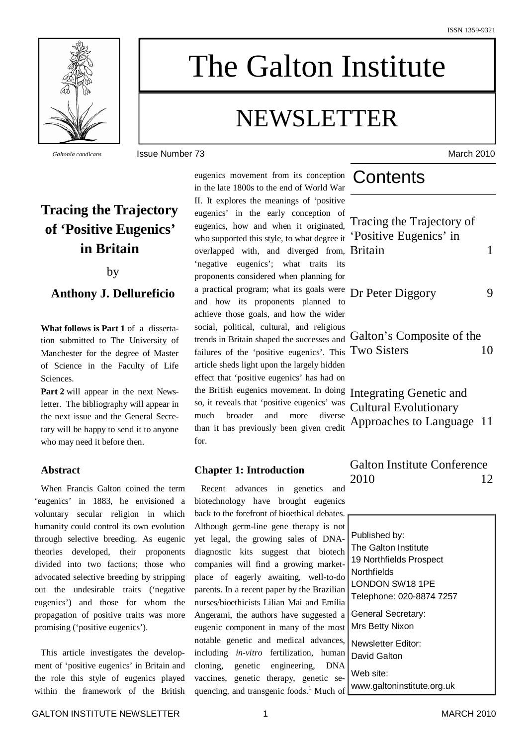# The Galton Institute

# NEWSLETTER

*Galtonia candicans*

Issue Number 73

March 2010

ISSN 1359-9321

## Contents

Tracing the Trajectory of 'Positive Eugenics' in Britain — 1

Dr Peter Diggory — 9

Galton's Composite of the Two Sisters — 10

Integrating Genetic and Cultural Evolutionary Approaches to Language — 11

Galton Institute Conference 2010 — 12

Published by:
The Galton Institute
19 Northfields Prospect
Northfields
LONDON SW18 1PE
Telephone: 020-8874 7257

General Secretary:
Mrs Betty Nixon

Newsletter Editor:
David Galton

Web site:
www.galtoninstitute.org.uk

## Tracing the Trajectory of 'Positive Eugenics' in Britain

by

**Anthony J. Dellureficio**

**What follows is Part 1** of a dissertation submitted to The University of Manchester for the degree of Master of Science in the Faculty of Life Sciences.

**Part 2** will appear in the next Newsletter. The bibliography will appear in the next issue and the General Secretary will be happy to send it to anyone who may need it before then.

### Abstract

When Francis Galton coined the term 'eugenics' in 1883, he envisioned a voluntary secular religion in which humanity could control its own evolution through selective breeding. As eugenic theories developed, their proponents divided into two factions; those who advocated selective breeding by stripping out the undesirable traits ('negative eugenics') and those for whom the propagation of positive traits was more promising ('positive eugenics').

This article investigates the development of 'positive eugenics' in Britain and the role this style of eugenics played within the framework of the British eugenics movement from its conception in the late 1800s to the end of World War II. It explores the meanings of 'positive eugenics' in the early conception of eugenics, how and when it originated, who supported this style, to what degree it overlapped with, and diverged from, 'negative eugenics'; what traits its proponents considered when planning for a practical program; what its goals were and how its proponents planned to achieve those goals, and how the wider social, political, cultural, and religious trends in Britain shaped the successes and failures of the 'positive eugenics'. This article sheds light upon the largely hidden effect that 'positive eugenics' has had on the British eugenics movement. In doing so, it reveals that 'positive eugenics' was much broader and more diverse than it has previously been given credit for.

### Chapter 1: Introduction

Recent advances in genetics and biotechnology have brought eugenics back to the forefront of bioethical debates. Although germ-line gene therapy is not yet legal, the growing sales of DNA-diagnostic kits suggest that biotech companies will find a growing marketplace of eagerly awaiting, well-to-do parents. In a recent paper by the Brazilian nurses/bioethicists Lilian Mai and Emília Angerami, the authors have suggested a eugenic component in many of the most notable genetic and medical advances, including *in-vitro* fertilization, human cloning, genetic engineering, DNA vaccines, genetic therapy, genetic sequencing, and transgenic foods.[1] Much of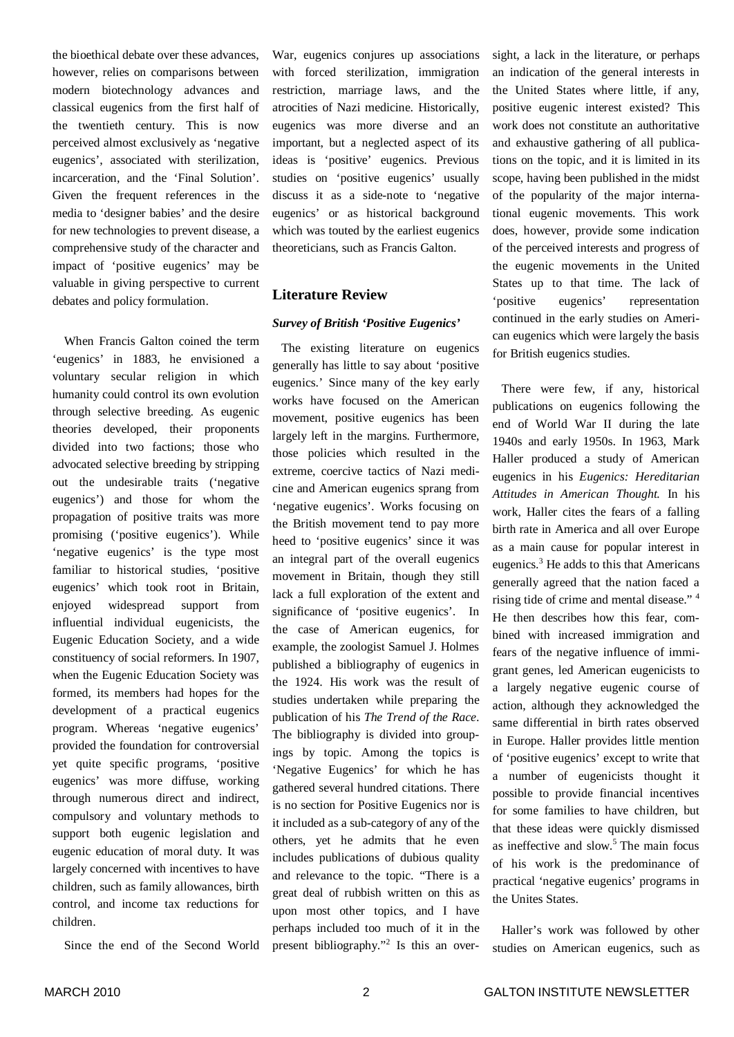the bioethical debate over these advances, however, relies on comparisons between modern biotechnology advances and classical eugenics from the first half of the twentieth century. This is now perceived almost exclusively as 'negative eugenics', associated with sterilization, incarceration, and the 'Final Solution'. Given the frequent references in the media to 'designer babies' and the desire for new technologies to prevent disease, a comprehensive study of the character and impact of 'positive eugenics' may be valuable in giving perspective to current debates and policy formulation.

When Francis Galton coined the term 'eugenics' in 1883, he envisioned a voluntary secular religion in which humanity could control its own evolution through selective breeding. As eugenic theories developed, their proponents divided into two factions; those who advocated selective breeding by stripping out the undesirable traits ('negative eugenics') and those for whom the propagation of positive traits was more promising ('positive eugenics'). While 'negative eugenics' is the type most familiar to historical studies, 'positive eugenics' which took root in Britain, enjoyed widespread support from influential individual eugenicists, the Eugenic Education Society, and a wide constituency of social reformers. In 1907, when the Eugenic Education Society was formed, its members had hopes for the development of a practical eugenics program. Whereas 'negative eugenics' provided the foundation for controversial yet quite specific programs, 'positive eugenics' was more diffuse, working through numerous direct and indirect, compulsory and voluntary methods to support both eugenic legislation and eugenic education of moral duty. It was largely concerned with incentives to have children, such as family allowances, birth control, and income tax reductions for children.

Since the end of the Second World War, eugenics conjures up associations with forced sterilization, immigration restriction, marriage laws, and the atrocities of Nazi medicine. Historically, eugenics was more diverse and an important, but a neglected aspect of its ideas is 'positive' eugenics. Previous studies on 'positive eugenics' usually discuss it as a side-note to 'negative eugenics' or as historical background which was touted by the earliest eugenics theoreticians, such as Francis Galton.

## Literature Review

### *Survey of British 'Positive Eugenics'*

The existing literature on eugenics generally has little to say about 'positive eugenics.' Since many of the key early works have focused on the American movement, positive eugenics has been largely left in the margins. Furthermore, those policies which resulted in the extreme, coercive tactics of Nazi medicine and American eugenics sprang from 'negative eugenics'. Works focusing on the British movement tend to pay more heed to 'positive eugenics' since it was an integral part of the overall eugenics movement in Britain, though they still lack a full exploration of the extent and significance of 'positive eugenics'. In the case of American eugenics, for example, the zoologist Samuel J. Holmes published a bibliography of eugenics in the 1924. His work was the result of studies undertaken while preparing the publication of his *The Trend of the Race*. The bibliography is divided into groupings by topic. Among the topics is 'Negative Eugenics' for which he has gathered several hundred citations. There is no section for Positive Eugenics nor is it included as a sub-category of any of the others, yet he admits that he even includes publications of dubious quality and relevance to the topic. "There is a great deal of rubbish written on this as upon most other topics, and I have perhaps included too much of it in the present bibliography."[2] Is this an oversight, a lack in the literature, or perhaps an indication of the general interests in the United States where little, if any, positive eugenic interest existed? This work does not constitute an authoritative and exhaustive gathering of all publications on the topic, and it is limited in its scope, having been published in the midst of the popularity of the major international eugenic movements. This work does, however, provide some indication of the perceived interests and progress of the eugenic movements in the United States up to that time. The lack of 'positive eugenics' representation continued in the early studies on American eugenics which were largely the basis for British eugenics studies.

There were few, if any, historical publications on eugenics following the end of World War II during the late 1940s and early 1950s. In 1963, Mark Haller produced a study of American eugenics in his *Eugenics: Hereditarian Attitudes in American Thought.* In his work, Haller cites the fears of a falling birth rate in America and all over Europe as a main cause for popular interest in eugenics.[3] He adds to this that Americans generally agreed that the nation faced a rising tide of crime and mental disease." [4] He then describes how this fear, combined with increased immigration and fears of the negative influence of immigrant genes, led American eugenicists to a largely negative eugenic course of action, although they acknowledged the same differential in birth rates observed in Europe. Haller provides little mention of 'positive eugenics' except to write that a number of eugenicists thought it possible to provide financial incentives for some families to have children, but that these ideas were quickly dismissed as ineffective and slow.[5] The main focus of his work is the predominance of practical 'negative eugenics' programs in the Unites States.

Haller's work was followed by other studies on American eugenics, such as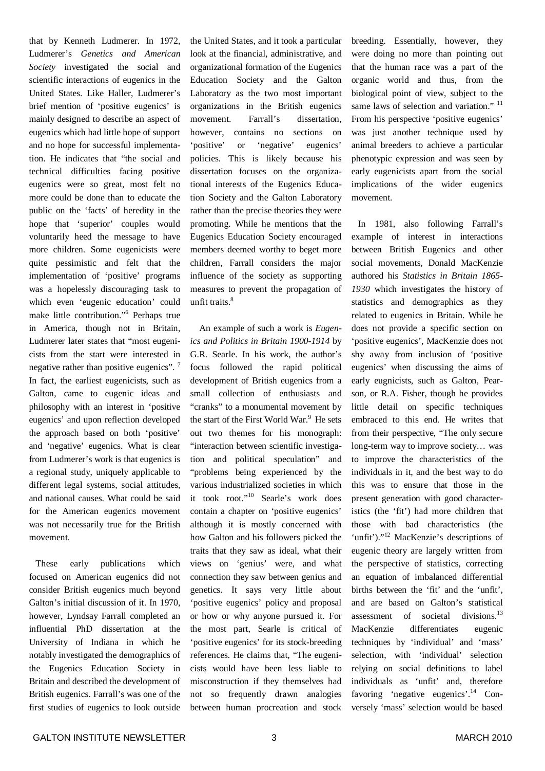that by Kenneth Ludmerer. In 1972, Ludmerer's *Genetics and American Society* investigated the social and scientific interactions of eugenics in the United States. Like Haller, Ludmerer's brief mention of 'positive eugenics' is mainly designed to describe an aspect of eugenics which had little hope of support and no hope for successful implementation. He indicates that "the social and technical difficulties facing positive eugenics were so great, most felt no more could be done than to educate the public on the 'facts' of heredity in the hope that 'superior' couples would voluntarily heed the message to have more children. Some eugenicists were quite pessimistic and felt that the implementation of 'positive' programs was a hopelessly discouraging task to which even 'eugenic education' could make little contribution."[6] Perhaps true in America, though not in Britain, Ludmerer later states that "most eugenicists from the start were interested in negative rather than positive eugenics". [7] In fact, the earliest eugenicists, such as Galton, came to eugenic ideas and philosophy with an interest in 'positive eugenics' and upon reflection developed the approach based on both 'positive' and 'negative' eugenics. What is clear from Ludmerer's work is that eugenics is a regional study, uniquely applicable to different legal systems, social attitudes, and national causes. What could be said for the American eugenics movement was not necessarily true for the British movement.

These early publications which focused on American eugenics did not consider British eugenics much beyond Galton's initial discussion of it. In 1970, however, Lyndsay Farrall completed an influential PhD dissertation at the University of Indiana in which he notably investigated the demographics of the Eugenics Education Society in Britain and described the development of British eugenics. Farrall's was one of the first studies of eugenics to look outside the United States, and it took a particular look at the financial, administrative, and organizational formation of the Eugenics Education Society and the Galton Laboratory as the two most important organizations in the British eugenics movement. Farrall's dissertation, however, contains no sections on 'positive' or 'negative' eugenics' policies. This is likely because his dissertation focuses on the organizational interests of the Eugenics Education Society and the Galton Laboratory rather than the precise theories they were promoting. While he mentions that the Eugenics Education Society encouraged members deemed worthy to beget more children, Farrall considers the major influence of the society as supporting measures to prevent the propagation of unfit traits.[8]

An example of such a work is *Eugenics and Politics in Britain 1900-1914* by G.R. Searle. In his work, the author's focus followed the rapid political development of British eugenics from a small collection of enthusiasts and "cranks" to a monumental movement by the start of the First World War.[9] He sets out two themes for his monograph: "interaction between scientific investigation and political speculation" and "problems being experienced by the various industrialized societies in which it took root."[10] Searle's work does contain a chapter on 'positive eugenics' although it is mostly concerned with how Galton and his followers picked the traits that they saw as ideal, what their views on 'genius' were, and what connection they saw between genius and genetics. It says very little about 'positive eugenics' policy and proposal or how or why anyone pursued it. For the most part, Searle is critical of 'positive eugenics' for its stock-breeding references. He claims that, "The eugenicists would have been less liable to misconstruction if they themselves had not so frequently drawn analogies between human procreation and stock breeding. Essentially, however, they were doing no more than pointing out that the human race was a part of the organic world and thus, from the biological point of view, subject to the same laws of selection and variation." [11] From his perspective 'positive eugenics' was just another technique used by animal breeders to achieve a particular phenotypic expression and was seen by early eugenicists apart from the social implications of the wider eugenics movement.

In 1981, also following Farrall's example of interest in interactions between British Eugenics and other social movements, Donald MacKenzie authored his *Statistics in Britain 1865-1930* which investigates the history of statistics and demographics as they related to eugenics in Britain. While he does not provide a specific section on 'positive eugenics', MacKenzie does not shy away from inclusion of 'positive eugenics' when discussing the aims of early eugnicists, such as Galton, Pearson, or R.A. Fisher, though he provides little detail on specific techniques embraced to this end. He writes that from their perspective, "The only secure long-term way to improve society… was to improve the characteristics of the individuals in it, and the best way to do this was to ensure that those in the present generation with good characteristics (the 'fit') had more children that those with bad characteristics (the 'unfit')."[12] MacKenzie's descriptions of eugenic theory are largely written from the perspective of statistics, correcting an equation of imbalanced differential births between the 'fit' and the 'unfit', and are based on Galton's statistical assessment of societal divisions.[13] MacKenzie differentiates eugenic techniques by 'individual' and 'mass' selection, with 'individual' selection relying on social definitions to label individuals as 'unfit' and, therefore favoring 'negative eugenics'.[14] Conversely 'mass' selection would be based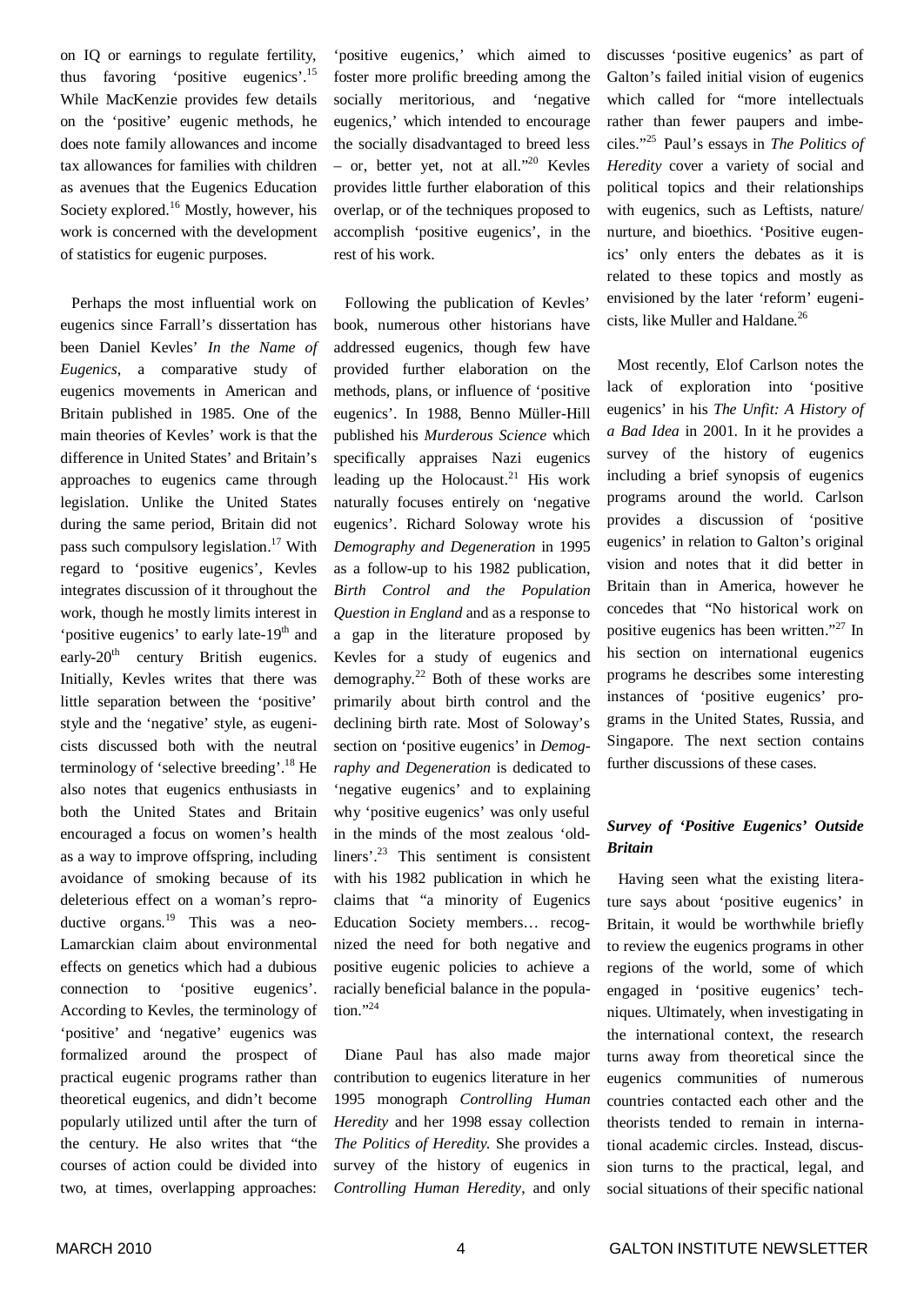on IQ or earnings to regulate fertility, thus favoring 'positive eugenics'.[15] While MacKenzie provides few details on the 'positive' eugenic methods, he does note family allowances and income tax allowances for families with children as avenues that the Eugenics Education Society explored.[16] Mostly, however, his work is concerned with the development of statistics for eugenic purposes.

Perhaps the most influential work on eugenics since Farrall's dissertation has been Daniel Kevles' *In the Name of Eugenics*, a comparative study of eugenics movements in American and Britain published in 1985. One of the main theories of Kevles' work is that the difference in United States' and Britain's approaches to eugenics came through legislation. Unlike the United States during the same period, Britain did not pass such compulsory legislation.[17] With regard to 'positive eugenics', Kevles integrates discussion of it throughout the work, though he mostly limits interest in 'positive eugenics' to early late-19th and early-20th century British eugenics. Initially, Kevles writes that there was little separation between the 'positive' style and the 'negative' style, as eugenicists discussed both with the neutral terminology of 'selective breeding'.[18] He also notes that eugenics enthusiasts in both the United States and Britain encouraged a focus on women's health as a way to improve offspring, including avoidance of smoking because of its deleterious effect on a woman's reproductive organs.[19] This was a neo-Lamarckian claim about environmental effects on genetics which had a dubious connection to 'positive eugenics'. According to Kevles, the terminology of 'positive' and 'negative' eugenics was formalized around the prospect of practical eugenic programs rather than theoretical eugenics, and didn't become popularly utilized until after the turn of the century. He also writes that "the courses of action could be divided into two, at times, overlapping approaches: 'positive eugenics,' which aimed to foster more prolific breeding among the socially meritorious, and 'negative eugenics,' which intended to encourage the socially disadvantaged to breed less – or, better yet, not at all."[20] Kevles provides little further elaboration of this overlap, or of the techniques proposed to accomplish 'positive eugenics', in the rest of his work.

Following the publication of Kevles' book, numerous other historians have addressed eugenics, though few have provided further elaboration on the methods, plans, or influence of 'positive eugenics'. In 1988, Benno Müller-Hill published his *Murderous Science* which specifically appraises Nazi eugenics leading up the Holocaust.[21] His work naturally focuses entirely on 'negative eugenics'. Richard Soloway wrote his *Demography and Degeneration* in 1995 as a follow-up to his 1982 publication, *Birth Control and the Population Question in England* and as a response to a gap in the literature proposed by Kevles for a study of eugenics and demography.[22] Both of these works are primarily about birth control and the declining birth rate. Most of Soloway's section on 'positive eugenics' in *Demography and Degeneration* is dedicated to 'negative eugenics' and to explaining why 'positive eugenics' was only useful in the minds of the most zealous 'old-liners'.[23] This sentiment is consistent with his 1982 publication in which he claims that "a minority of Eugenics Education Society members… recognized the need for both negative and positive eugenic policies to achieve a racially beneficial balance in the population."[24]

Diane Paul has also made major contribution to eugenics literature in her 1995 monograph *Controlling Human Heredity* and her 1998 essay collection *The Politics of Heredity*. She provides a survey of the history of eugenics in *Controlling Human Heredity*, and only discusses 'positive eugenics' as part of Galton's failed initial vision of eugenics which called for "more intellectuals rather than fewer paupers and imbeciles."[25] Paul's essays in *The Politics of Heredity* cover a variety of social and political topics and their relationships with eugenics, such as Leftists, nature/nurture, and bioethics. 'Positive eugenics' only enters the debates as it is related to these topics and mostly as envisioned by the later 'reform' eugenicists, like Muller and Haldane.[26]

Most recently, Elof Carlson notes the lack of exploration into 'positive eugenics' in his *The Unfit: A History of a Bad Idea* in 2001. In it he provides a survey of the history of eugenics including a brief synopsis of eugenics programs around the world. Carlson provides a discussion of 'positive eugenics' in relation to Galton's original vision and notes that it did better in Britain than in America, however he concedes that "No historical work on positive eugenics has been written."[27] In his section on international eugenics programs he describes some interesting instances of 'positive eugenics' programs in the United States, Russia, and Singapore. The next section contains further discussions of these cases.

### *Survey of 'Positive Eugenics' Outside Britain*

Having seen what the existing literature says about 'positive eugenics' in Britain, it would be worthwhile briefly to review the eugenics programs in other regions of the world, some of which engaged in 'positive eugenics' techniques. Ultimately, when investigating in the international context, the research turns away from theoretical since the eugenics communities of numerous countries contacted each other and the theorists tended to remain in international academic circles. Instead, discussion turns to the practical, legal, and social situations of their specific national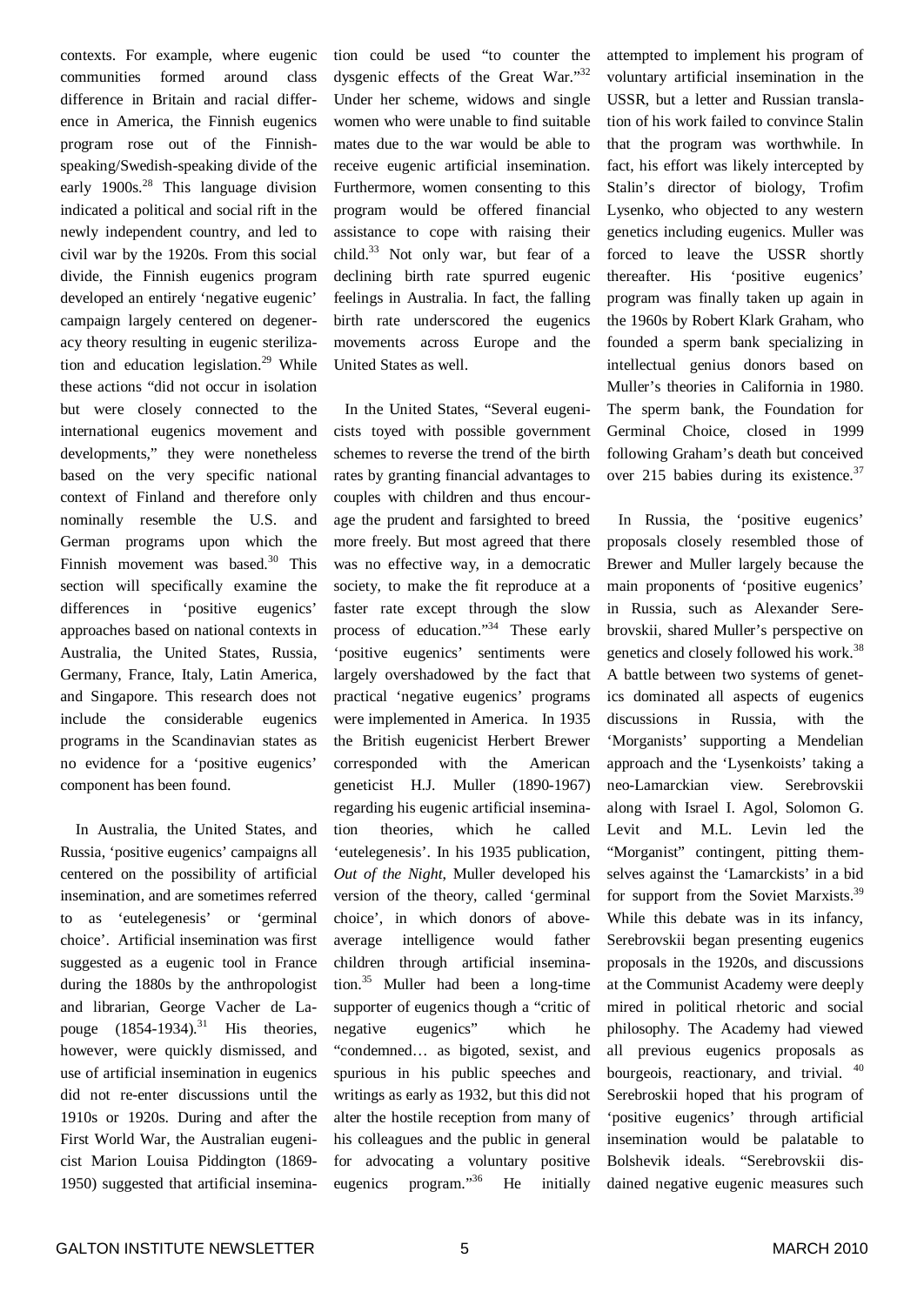contexts. For example, where eugenic communities formed around class difference in Britain and racial difference in America, the Finnish eugenics program rose out of the Finnish-speaking/Swedish-speaking divide of the early 1900s.[28] This language division indicated a political and social rift in the newly independent country, and led to civil war by the 1920s. From this social divide, the Finnish eugenics program developed an entirely 'negative eugenic' campaign largely centered on degeneracy theory resulting in eugenic sterilization and education legislation.[29] While these actions "did not occur in isolation but were closely connected to the international eugenics movement and developments," they were nonetheless based on the very specific national context of Finland and therefore only nominally resemble the U.S. and German programs upon which the Finnish movement was based.[30] This section will specifically examine the differences in 'positive eugenics' approaches based on national contexts in Australia, the United States, Russia, Germany, France, Italy, Latin America, and Singapore. This research does not include the considerable eugenics programs in the Scandinavian states as no evidence for a 'positive eugenics' component has been found.

In Australia, the United States, and Russia, 'positive eugenics' campaigns all centered on the possibility of artificial insemination, and are sometimes referred to as 'eutelegenesis' or 'germinal choice'. Artificial insemination was first suggested as a eugenic tool in France during the 1880s by the anthropologist and librarian, George Vacher de Lapouge (1854-1934).[31] His theories, however, were quickly dismissed, and use of artificial insemination in eugenics did not re-enter discussions until the 1910s or 1920s. During and after the First World War, the Australian eugenicist Marion Louisa Piddington (1869-1950) suggested that artificial insemination could be used "to counter the dysgenic effects of the Great War."[32] Under her scheme, widows and single women who were unable to find suitable mates due to the war would be able to receive eugenic artificial insemination. Furthermore, women consenting to this program would be offered financial assistance to cope with raising their child.[33] Not only war, but fear of a declining birth rate spurred eugenic feelings in Australia. In fact, the falling birth rate underscored the eugenics movements across Europe and the United States as well.

In the United States, "Several eugenicists toyed with possible government schemes to reverse the trend of the birth rates by granting financial advantages to couples with children and thus encourage the prudent and farsighted to breed more freely. But most agreed that there was no effective way, in a democratic society, to make the fit reproduce at a faster rate except through the slow process of education."[34] These early 'positive eugenics' sentiments were largely overshadowed by the fact that practical 'negative eugenics' programs were implemented in America. In 1935 the British eugenicist Herbert Brewer corresponded with the American geneticist H.J. Muller (1890-1967) regarding his eugenic artificial insemination theories, which he called 'eutelegenesis'. In his 1935 publication, *Out of the Night*, Muller developed his version of the theory, called 'germinal choice', in which donors of above-average intelligence would father children through artificial insemination.[35] Muller had been a long-time supporter of eugenics though a "critic of negative eugenics" which he "condemned… as bigoted, sexist, and spurious in his public speeches and writings as early as 1932, but this did not alter the hostile reception from many of his colleagues and the public in general for advocating a voluntary positive eugenics program."[36] He initially attempted to implement his program of voluntary artificial insemination in the USSR, but a letter and Russian translation of his work failed to convince Stalin that the program was worthwhile. In fact, his effort was likely intercepted by Stalin's director of biology, Trofim Lysenko, who objected to any western genetics including eugenics. Muller was forced to leave the USSR shortly thereafter. His 'positive eugenics' program was finally taken up again in the 1960s by Robert Klark Graham, who founded a sperm bank specializing in intellectual genius donors based on Muller's theories in California in 1980. The sperm bank, the Foundation for Germinal Choice, closed in 1999 following Graham's death but conceived over 215 babies during its existence.[37]

In Russia, the 'positive eugenics' proposals closely resembled those of Brewer and Muller largely because the main proponents of 'positive eugenics' in Russia, such as Alexander Serebrovskii, shared Muller's perspective on genetics and closely followed his work.[38] A battle between two systems of genetics dominated all aspects of eugenics discussions in Russia, with the 'Morganists' supporting a Mendelian approach and the 'Lysenkoists' taking a neo-Lamarckian view. Serebrovskii along with Israel I. Agol, Solomon G. Levit and M.L. Levin led the "Morganist" contingent, pitting themselves against the 'Lamarckists' in a bid for support from the Soviet Marxists.[39] While this debate was in its infancy, Serebrovskii began presenting eugenics proposals in the 1920s, and discussions at the Communist Academy were deeply mired in political rhetoric and social philosophy. The Academy had viewed all previous eugenics proposals as bourgeois, reactionary, and trivial.[40] Serebroskii hoped that his program of 'positive eugenics' through artificial insemination would be palatable to Bolshevik ideals. "Serebrovskii disdained negative eugenic measures such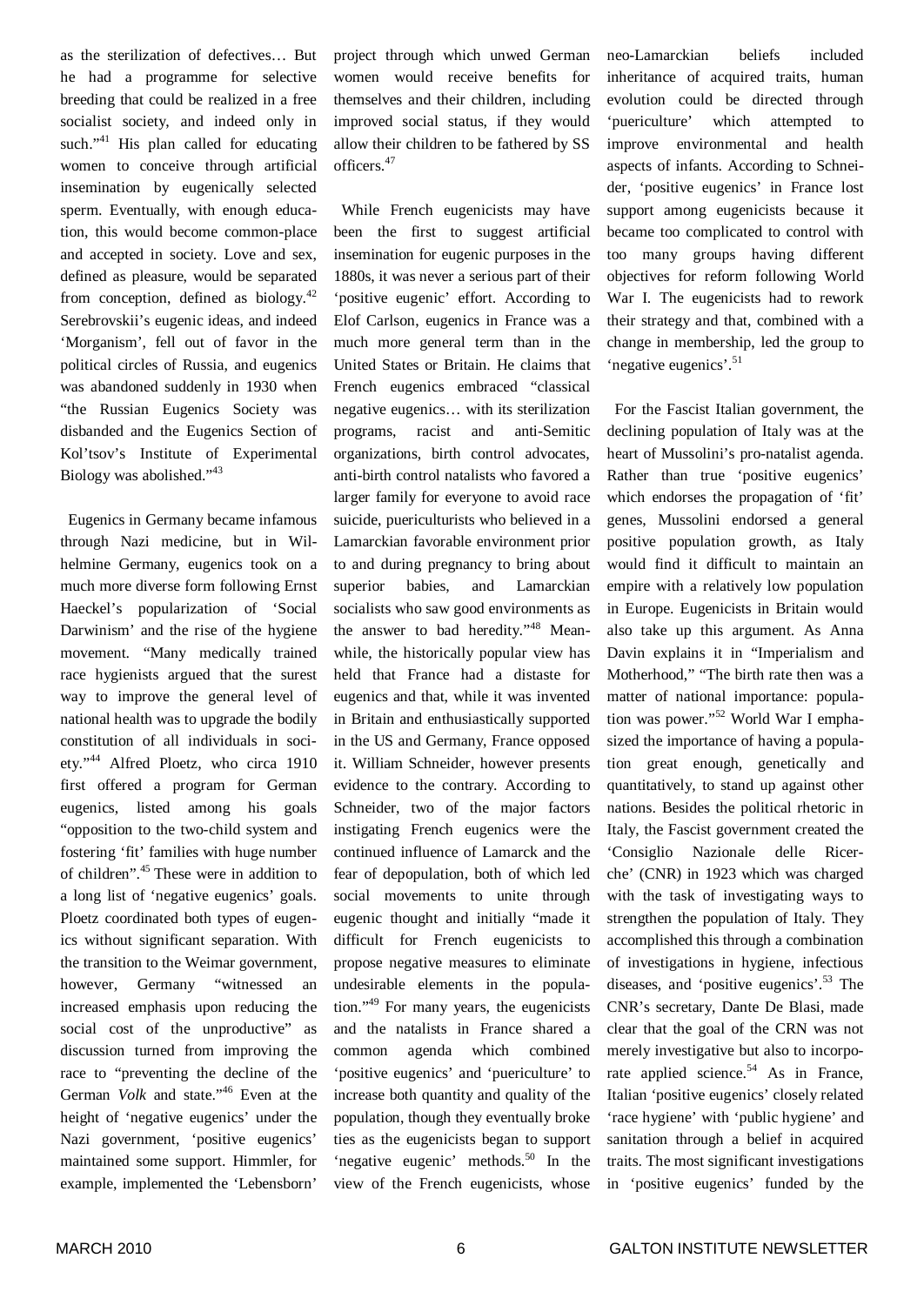as the sterilization of defectives… But he had a programme for selective breeding that could be realized in a free socialist society, and indeed only in such."[41] His plan called for educating women to conceive through artificial insemination by eugenically selected sperm. Eventually, with enough education, this would become common-place and accepted in society. Love and sex, defined as pleasure, would be separated from conception, defined as biology.[42] Serebrovskii's eugenic ideas, and indeed 'Morganism', fell out of favor in the political circles of Russia, and eugenics was abandoned suddenly in 1930 when "the Russian Eugenics Society was disbanded and the Eugenics Section of Kol'tsov's Institute of Experimental Biology was abolished."[43]

Eugenics in Germany became infamous through Nazi medicine, but in Wilhelmine Germany, eugenics took on a much more diverse form following Ernst Haeckel's popularization of 'Social Darwinism' and the rise of the hygiene movement. "Many medically trained race hygienists argued that the surest way to improve the general level of national health was to upgrade the bodily constitution of all individuals in society."[44] Alfred Ploetz, who circa 1910 first offered a program for German eugenics, listed among his goals "opposition to the two-child system and fostering 'fit' families with huge number of children".[45] These were in addition to a long list of 'negative eugenics' goals. Ploetz coordinated both types of eugenics without significant separation. With the transition to the Weimar government, however, Germany "witnessed an increased emphasis upon reducing the social cost of the unproductive" as discussion turned from improving the race to "preventing the decline of the German *Volk* and state."[46] Even at the height of 'negative eugenics' under the Nazi government, 'positive eugenics' maintained some support. Himmler, for example, implemented the 'Lebensborn' project through which unwed German women would receive benefits for themselves and their children, including improved social status, if they would allow their children to be fathered by SS officers.[47]

While French eugenicists may have been the first to suggest artificial insemination for eugenic purposes in the 1880s, it was never a serious part of their 'positive eugenic' effort. According to Elof Carlson, eugenics in France was a much more general term than in the United States or Britain. He claims that French eugenics embraced "classical negative eugenics… with its sterilization programs, racist and anti-Semitic organizations, birth control advocates, anti-birth control natalists who favored a larger family for everyone to avoid race suicide, puericulturists who believed in a Lamarckian favorable environment prior to and during pregnancy to bring about superior babies, and Lamarckian socialists who saw good environments as the answer to bad heredity."[48] Meanwhile, the historically popular view has held that France had a distaste for eugenics and that, while it was invented in Britain and enthusiastically supported in the US and Germany, France opposed it. William Schneider, however presents evidence to the contrary. According to Schneider, two of the major factors instigating French eugenics were the continued influence of Lamarck and the fear of depopulation, both of which led social movements to unite through eugenic thought and initially "made it difficult for French eugenicists to propose negative measures to eliminate undesirable elements in the population."[49] For many years, the eugenicists and the natalists in France shared a common agenda which combined 'positive eugenics' and 'puericulture' to increase both quantity and quality of the population, though they eventually broke ties as the eugenicists began to support 'negative eugenic' methods.[50] In the view of the French eugenicists, whose neo-Lamarckian beliefs included inheritance of acquired traits, human evolution could be directed through 'puericulture' which attempted to improve environmental and health aspects of infants. According to Schneider, 'positive eugenics' in France lost support among eugenicists because it became too complicated to control with too many groups having different objectives for reform following World War I. The eugenicists had to rework their strategy and that, combined with a change in membership, led the group to 'negative eugenics'.[51]

For the Fascist Italian government, the declining population of Italy was at the heart of Mussolini's pro-natalist agenda. Rather than true 'positive eugenics' which endorses the propagation of 'fit' genes, Mussolini endorsed a general positive population growth, as Italy would find it difficult to maintain an empire with a relatively low population in Europe. Eugenicists in Britain would also take up this argument. As Anna Davin explains it in "Imperialism and Motherhood," "The birth rate then was a matter of national importance: population was power."[52] World War I emphasized the importance of having a population great enough, genetically and quantitatively, to stand up against other nations. Besides the political rhetoric in Italy, the Fascist government created the 'Consiglio Nazionale delle Ricerche' (CNR) in 1923 which was charged with the task of investigating ways to strengthen the population of Italy. They accomplished this through a combination of investigations in hygiene, infectious diseases, and 'positive eugenics'.[53] The CNR's secretary, Dante De Blasi, made clear that the goal of the CRN was not merely investigative but also to incorporate applied science.[54] As in France, Italian 'positive eugenics' closely related 'race hygiene' with 'public hygiene' and sanitation through a belief in acquired traits. The most significant investigations in 'positive eugenics' funded by the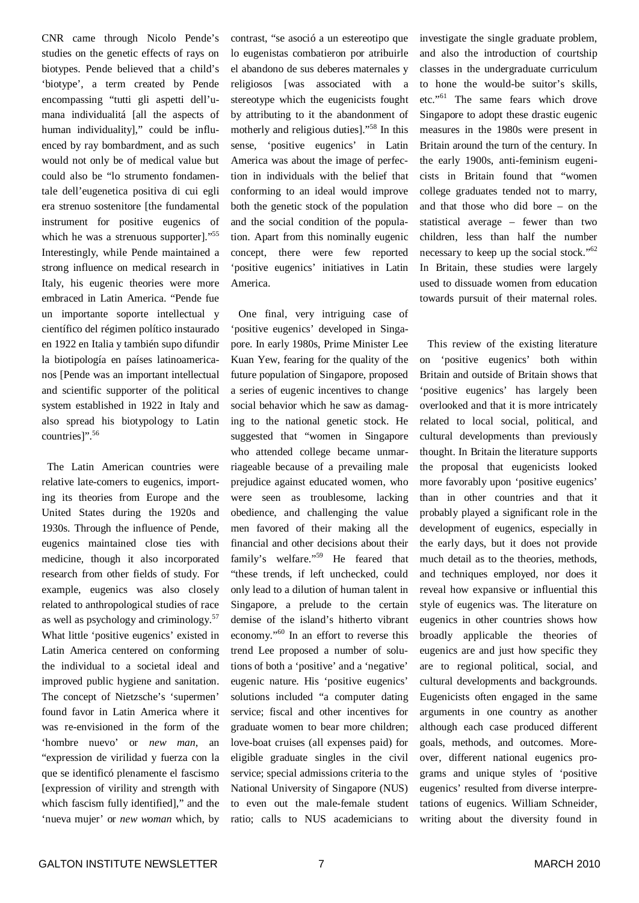CNR came through Nicolo Pende's studies on the genetic effects of rays on biotypes. Pende believed that a child's 'biotype', a term created by Pende encompassing "tutti gli aspetti dell'umana individualitá [all the aspects of human individuality]," could be influenced by ray bombardment, and as such would not only be of medical value but could also be "lo strumento fondamentale dell'eugenetica positiva di cui egli era strenuo sostenitore [the fundamental instrument for positive eugenics of which he was a strenuous supporter]."[55] Interestingly, while Pende maintained a strong influence on medical research in Italy, his eugenic theories were more embraced in Latin America. "Pende fue un importante soporte intellectual y científico del régimen político instaurado en 1922 en Italia y también supo difundir la biotipología en países latinoamericanos [Pende was an important intellectual and scientific supporter of the political system established in 1922 in Italy and also spread his biotypology to Latin countries]".[56]

The Latin American countries were relative late-comers to eugenics, importing its theories from Europe and the United States during the 1920s and 1930s. Through the influence of Pende, eugenics maintained close ties with medicine, though it also incorporated research from other fields of study. For example, eugenics was also closely related to anthropological studies of race as well as psychology and criminology.[57] What little 'positive eugenics' existed in Latin America centered on conforming the individual to a societal ideal and improved public hygiene and sanitation. The concept of Nietzsche's 'supermen' found favor in Latin America where it was re-envisioned in the form of the 'hombre nuevo' or *new man*, an "expression de virilidad y fuerza con la que se identificó plenamente el fascismo [expression of virility and strength with which fascism fully identified]," and the 'nueva mujer' or *new woman* which, by contrast, "se asoció a un estereotipo que lo eugenistas combatieron por atribuirle el abandono de sus deberes maternales y religiosos [was associated with a stereotype which the eugenicists fought by attributing to it the abandonment of motherly and religious duties]."[58] In this sense, 'positive eugenics' in Latin America was about the image of perfection in individuals with the belief that conforming to an ideal would improve both the genetic stock of the population and the social condition of the population. Apart from this nominally eugenic concept, there were few reported 'positive eugenics' initiatives in Latin America.

One final, very intriguing case of 'positive eugenics' developed in Singapore. In early 1980s, Prime Minister Lee Kuan Yew, fearing for the quality of the future population of Singapore, proposed a series of eugenic incentives to change social behavior which he saw as damaging to the national genetic stock. He suggested that "women in Singapore who attended college became unmarriageable because of a prevailing male prejudice against educated women, who were seen as troublesome, lacking obedience, and challenging the value men favored of their making all the financial and other decisions about their family's welfare."[59] He feared that "these trends, if left unchecked, could only lead to a dilution of human talent in Singapore, a prelude to the certain demise of the island's hitherto vibrant economy."[60] In an effort to reverse this trend Lee proposed a number of solutions of both a 'positive' and a 'negative' eugenic nature. His 'positive eugenics' solutions included "a computer dating service; fiscal and other incentives for graduate women to bear more children; love-boat cruises (all expenses paid) for eligible graduate singles in the civil service; special admissions criteria to the National University of Singapore (NUS) to even out the male-female student ratio; calls to NUS academicians to investigate the single graduate problem, and also the introduction of courtship classes in the undergraduate curriculum to hone the would-be suitor's skills, etc."[61] The same fears which drove Singapore to adopt these drastic eugenic measures in the 1980s were present in Britain around the turn of the century. In the early 1900s, anti-feminism eugenicists in Britain found that "women college graduates tended not to marry, and that those who did bore – on the statistical average – fewer than two children, less than half the number necessary to keep up the social stock."[62] In Britain, these studies were largely used to dissuade women from education towards pursuit of their maternal roles.

This review of the existing literature on 'positive eugenics' both within Britain and outside of Britain shows that 'positive eugenics' has largely been overlooked and that it is more intricately related to local social, political, and cultural developments than previously thought. In Britain the literature supports the proposal that eugenicists looked more favorably upon 'positive eugenics' than in other countries and that it probably played a significant role in the development of eugenics, especially in the early days, but it does not provide much detail as to the theories, methods, and techniques employed, nor does it reveal how expansive or influential this style of eugenics was. The literature on eugenics in other countries shows how broadly applicable the theories of eugenics are and just how specific they are to regional political, social, and cultural developments and backgrounds. Eugenicists often engaged in the same arguments in one country as another although each case produced different goals, methods, and outcomes. Moreover, different national eugenics programs and unique styles of 'positive eugenics' resulted from diverse interpretations of eugenics. William Schneider, writing about the diversity found in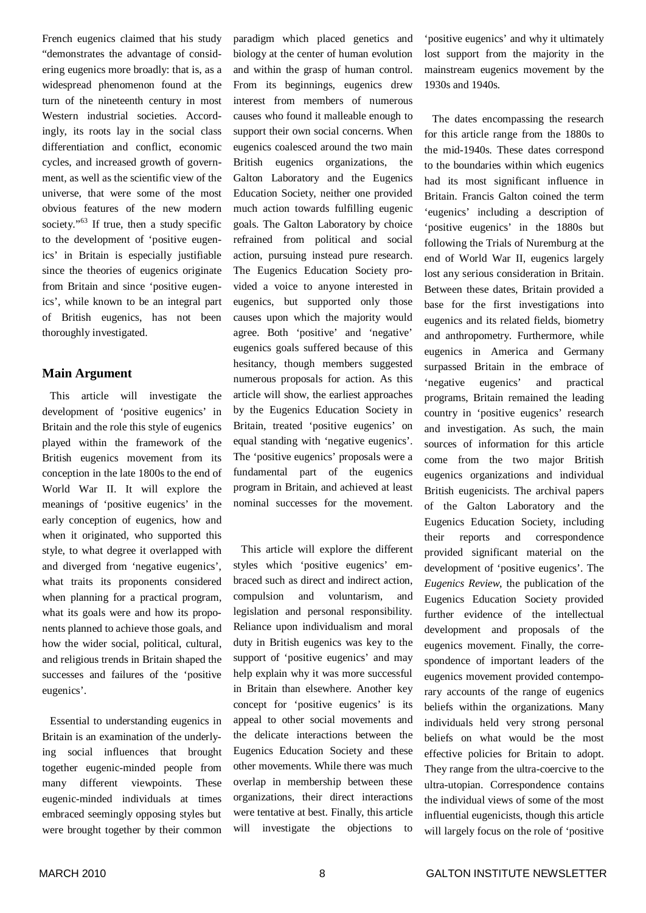French eugenics claimed that his study "demonstrates the advantage of considering eugenics more broadly: that is, as a widespread phenomenon found at the turn of the nineteenth century in most Western industrial societies. Accordingly, its roots lay in the social class differentiation and conflict, economic cycles, and increased growth of government, as well as the scientific view of the universe, that were some of the most obvious features of the new modern society."[63] If true, then a study specific to the development of 'positive eugenics' in Britain is especially justifiable since the theories of eugenics originate from Britain and since 'positive eugenics', while known to be an integral part of British eugenics, has not been thoroughly investigated.

## Main Argument

This article will investigate the development of 'positive eugenics' in Britain and the role this style of eugenics played within the framework of the British eugenics movement from its conception in the late 1800s to the end of World War II. It will explore the meanings of 'positive eugenics' in the early conception of eugenics, how and when it originated, who supported this style, to what degree it overlapped with and diverged from 'negative eugenics', what traits its proponents considered when planning for a practical program, what its goals were and how its proponents planned to achieve those goals, and how the wider social, political, cultural, and religious trends in Britain shaped the successes and failures of the 'positive eugenics'.

Essential to understanding eugenics in Britain is an examination of the underlying social influences that brought together eugenic-minded people from many different viewpoints. These eugenic-minded individuals at times embraced seemingly opposing styles but were brought together by their common paradigm which placed genetics and biology at the center of human evolution and within the grasp of human control. From its beginnings, eugenics drew interest from members of numerous causes who found it malleable enough to support their own social concerns. When eugenics coalesced around the two main British eugenics organizations, the Galton Laboratory and the Eugenics Education Society, neither one provided much action towards fulfilling eugenic goals. The Galton Laboratory by choice refrained from political and social action, pursuing instead pure research. The Eugenics Education Society provided a voice to anyone interested in eugenics, but supported only those causes upon which the majority would agree. Both 'positive' and 'negative' eugenics goals suffered because of this hesitancy, though members suggested numerous proposals for action. As this article will show, the earliest approaches by the Eugenics Education Society in Britain, treated 'positive eugenics' on equal standing with 'negative eugenics'. The 'positive eugenics' proposals were a fundamental part of the eugenics program in Britain, and achieved at least nominal successes for the movement.

This article will explore the different styles which 'positive eugenics' embraced such as direct and indirect action, compulsion and voluntarism, and legislation and personal responsibility. Reliance upon individualism and moral duty in British eugenics was key to the support of 'positive eugenics' and may help explain why it was more successful in Britain than elsewhere. Another key concept for 'positive eugenics' is its appeal to other social movements and the delicate interactions between the Eugenics Education Society and these other movements. While there was much overlap in membership between these organizations, their direct interactions were tentative at best. Finally, this article will investigate the objections to 'positive eugenics' and why it ultimately lost support from the majority in the mainstream eugenics movement by the 1930s and 1940s.

The dates encompassing the research for this article range from the 1880s to the mid-1940s. These dates correspond to the boundaries within which eugenics had its most significant influence in Britain. Francis Galton coined the term 'eugenics' including a description of 'positive eugenics' in the 1880s but following the Trials of Nuremburg at the end of World War II, eugenics largely lost any serious consideration in Britain. Between these dates, Britain provided a base for the first investigations into eugenics and its related fields, biometry and anthropometry. Furthermore, while eugenics in America and Germany surpassed Britain in the embrace of 'negative eugenics' and practical programs, Britain remained the leading country in 'positive eugenics' research and investigation. As such, the main sources of information for this article come from the two major British eugenics organizations and individual British eugenicists. The archival papers of the Galton Laboratory and the Eugenics Education Society, including their reports and correspondence provided significant material on the development of 'positive eugenics'. The *Eugenics Review*, the publication of the Eugenics Education Society provided further evidence of the intellectual development and proposals of the eugenics movement. Finally, the correspondence of important leaders of the eugenics movement provided contemporary accounts of the range of eugenics beliefs within the organizations. Many individuals held very strong personal beliefs on what would be the most effective policies for Britain to adopt. They range from the ultra-coercive to the ultra-utopian. Correspondence contains the individual views of some of the most influential eugenicists, though this article will largely focus on the role of 'positive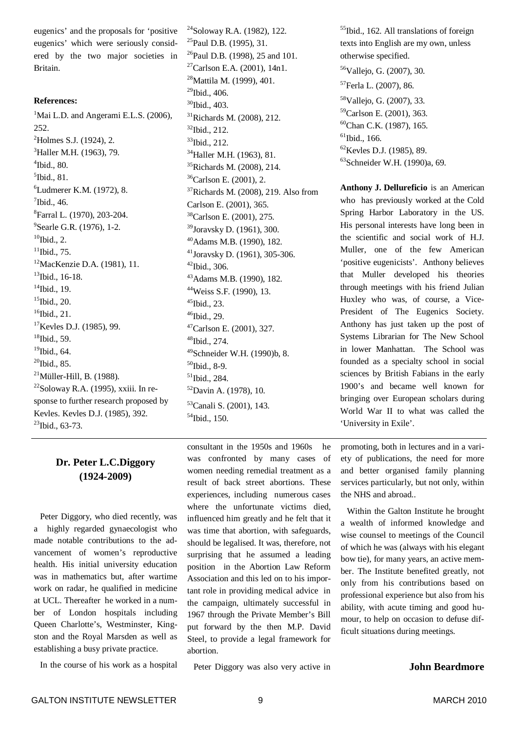eugenics' and the proposals for 'positive eugenics' which were seriously considered by the two major societies in Britain.

**References:**

[1]Mai L.D. and Angerami E.L.S. (2006), 252.
[2]Holmes S.J. (1924), 2.
[3]Haller M.H. (1963), 79.
[4]Ibid., 80.
[5]Ibid., 81.
[6]Ludmerer K.M. (1972), 8.
[7]Ibid., 46.
[8]Farral L. (1970), 203-204.
[9]Searle G.R. (1976), 1-2.
[10]Ibid., 2.
[11]Ibid., 75.
[12]MacKenzie D.A. (1981), 11.
[13]Ibid., 16-18.
[14]Ibid., 19.
[15]Ibid., 20.
[16]Ibid., 21.
[17]Kevles D.J. (1985), 99.
[18]Ibid., 59.
[19]Ibid., 64.
[20]Ibid., 85.
[21]Müller-Hill, B. (1988).
[22]Soloway R.A. (1995), xxiii. In response to further research proposed by Kevles. Kevles D.J. (1985), 392.
[23]Ibid., 63-73.
[24]Soloway R.A. (1982), 122.
[25]Paul D.B. (1995), 31.
[26]Paul D.B. (1998), 25 and 101.
[27]Carlson E.A. (2001), 14n1.
[28]Mattila M. (1999), 401.
[29]Ibid., 406.
[30]Ibid., 403.
[31]Richards M. (2008), 212.
[32]Ibid., 212.
[33]Ibid., 212.
[34]Haller M.H. (1963), 81.
[35]Richards M. (2008), 214.
[36]Carlson E. (2001), 2.
[37]Richards M. (2008), 219. Also from Carlson E. (2001), 365.
[38]Carlson E. (2001), 275.
[39]Joravsky D. (1961), 300.
[40]Adams M.B. (1990), 182.
[41]Joravsky D. (1961), 305-306.
[42]Ibid., 306.
[43]Adams M.B. (1990), 182.
[44]Weiss S.F. (1990), 13.
[45]Ibid., 23.
[46]Ibid., 29.
[47]Carlson E. (2001), 327.
[48]Ibid., 274.
[49]Schneider W.H. (1990)b, 8.
[50]Ibid., 8-9.
[51]Ibid., 284.
[52]Davin A. (1978), 10.
[53]Canali S. (2001), 143.
[54]Ibid., 150.
[55]Ibid., 162. All translations of foreign texts into English are my own, unless otherwise specified.
[56]Vallejo, G. (2007), 30.
[57]Ferla L. (2007), 86.
[58]Vallejo, G. (2007), 33.
[59]Carlson E. (2001), 363.
[60]Chan C.K. (1987), 165.
[61]Ibid., 166.
[62]Kevles D.J. (1985), 89.
[63]Schneider W.H. (1990)a, 69.

**Anthony J. Dellureficio** is an American who has previously worked at the Cold Spring Harbor Laboratory in the US. His personal interests have long been in the scientific and social work of H.J. Muller, one of the few American 'positive eugenicists'. Anthony believes that Muller developed his theories through meetings with his friend Julian Huxley who was, of course, a Vice-President of The Eugenics Society. Anthony has just taken up the post of Systems Librarian for The New School in lower Manhattan. The School was founded as a specialty school in social sciences by British Fabians in the early 1900's and became well known for bringing over European scholars during World War II to what was called the 'University in Exile'.

## Dr. Peter L.C.Diggory (1924-2009)

Peter Diggory, who died recently, was a highly regarded gynaecologist who made notable contributions to the advancement of women's reproductive health. His initial university education was in mathematics but, after wartime work on radar, he qualified in medicine at UCL. Thereafter he worked in a number of London hospitals including Queen Charlotte's, Westminster, Kingston and the Royal Marsden as well as establishing a busy private practice.

In the course of his work as a hospital consultant in the 1950s and 1960s he was confronted by many cases of women needing remedial treatment as a result of back street abortions. These experiences, including numerous cases where the unfortunate victims died, influenced him greatly and he felt that it was time that abortion, with safeguards, should be legalised. It was, therefore, not surprising that he assumed a leading position in the Abortion Law Reform Association and this led on to his important role in providing medical advice in the campaign, ultimately successful in 1967 through the Private Member's Bill put forward by the then M.P. David Steel, to provide a legal framework for abortion.

Peter Diggory was also very active in promoting, both in lectures and in a variety of publications, the need for more and better organised family planning services particularly, but not only, within the NHS and abroad..

Within the Galton Institute he brought a wealth of informed knowledge and wise counsel to meetings of the Council of which he was (always with his elegant bow tie), for many years, an active member. The Institute benefited greatly, not only from his contributions based on professional experience but also from his ability, with acute timing and good humour, to help on occasion to defuse difficult situations during meetings.

**John Beardmore**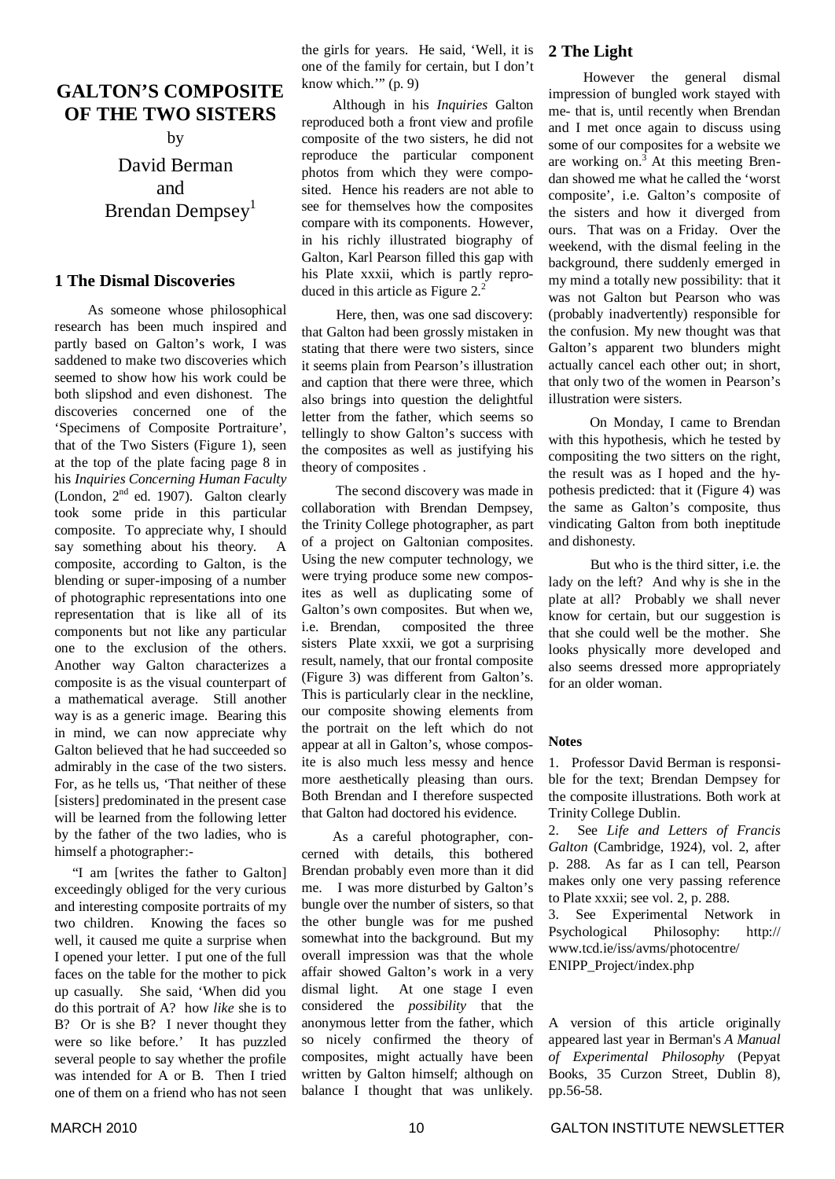# GALTON'S COMPOSITE OF THE TWO SISTERS

by

David Berman and Brendan Dempsey[1]

## 1 The Dismal Discoveries

As someone whose philosophical research has been much inspired and partly based on Galton's work, I was saddened to make two discoveries which seemed to show how his work could be both slipshod and even dishonest. The discoveries concerned one of the 'Specimens of Composite Portraiture', that of the Two Sisters (Figure 1), seen at the top of the plate facing page 8 in his *Inquiries Concerning Human Faculty* (London, 2nd ed. 1907). Galton clearly took some pride in this particular composite. To appreciate why, I should say something about his theory. A composite, according to Galton, is the blending or super-imposing of a number of photographic representations into one representation that is like all of its components but not like any particular one to the exclusion of the others. Another way Galton characterizes a composite is as the visual counterpart of a mathematical average. Still another way is as a generic image. Bearing this in mind, we can now appreciate why Galton believed that he had succeeded so admirably in the case of the two sisters. For, as he tells us, 'That neither of these [sisters] predominated in the present case will be learned from the following letter by the father of the two ladies, who is himself a photographer:-

"I am [writes the father to Galton] exceedingly obliged for the very curious and interesting composite portraits of my two children. Knowing the faces so well, it caused me quite a surprise when I opened your letter. I put one of the full faces on the table for the mother to pick up casually. She said, 'When did you do this portrait of A? how *like* she is to B? Or is she B? I never thought they were so like before.' It has puzzled several people to say whether the profile was intended for A or B. Then I tried one of them on a friend who has not seen the girls for years. He said, 'Well, it is one of the family for certain, but I don't know which.'" (p. 9)

Although in his *Inquiries* Galton reproduced both a front view and profile composite of the two sisters, he did not reproduce the particular component photos from which they were composited. Hence his readers are not able to see for themselves how the composites compare with its components. However, in his richly illustrated biography of Galton, Karl Pearson filled this gap with his Plate xxxii, which is partly reproduced in this article as Figure 2.[2]

Here, then, was one sad discovery: that Galton had been grossly mistaken in stating that there were two sisters, since it seems plain from Pearson's illustration and caption that there were three, which also brings into question the delightful letter from the father, which seems so tellingly to show Galton's success with the composites as well as justifying his theory of composites .

The second discovery was made in collaboration with Brendan Dempsey, the Trinity College photographer, as part of a project on Galtonian composites. Using the new computer technology, we were trying produce some new composites as well as duplicating some of Galton's own composites. But when we, i.e. Brendan, composited the three sisters Plate xxxii, we got a surprising result, namely, that our frontal composite (Figure 3) was different from Galton's. This is particularly clear in the neckline, our composite showing elements from the portrait on the left which do not appear at all in Galton's, whose composite is also much less messy and hence more aesthetically pleasing than ours. Both Brendan and I therefore suspected that Galton had doctored his evidence.

As a careful photographer, concerned with details, this bothered Brendan probably even more than it did me. I was more disturbed by Galton's bungle over the number of sisters, so that the other bungle was for me pushed somewhat into the background. But my overall impression was that the whole affair showed Galton's work in a very dismal light. At one stage I even considered the *possibility* that the anonymous letter from the father, which so nicely confirmed the theory of composites, might actually have been written by Galton himself; although on balance I thought that was unlikely.

## 2 The Light

However the general dismal impression of bungled work stayed with me- that is, until recently when Brendan and I met once again to discuss using some of our composites for a website we are working on.[3] At this meeting Brendan showed me what he called the 'worst composite', i.e. Galton's composite of the sisters and how it diverged from ours. That was on a Friday. Over the weekend, with the dismal feeling in the background, there suddenly emerged in my mind a totally new possibility: that it was not Galton but Pearson who was (probably inadvertently) responsible for the confusion. My new thought was that Galton's apparent two blunders might actually cancel each other out; in short, that only two of the women in Pearson's illustration were sisters.

On Monday, I came to Brendan with this hypothesis, which he tested by compositing the two sitters on the right, the result was as I hoped and the hypothesis predicted: that it (Figure 4) was the same as Galton's composite, thus vindicating Galton from both ineptitude and dishonesty.

But who is the third sitter, i.e. the lady on the left? And why is she in the plate at all? Probably we shall never know for certain, but our suggestion is that she could well be the mother. She looks physically more developed and also seems dressed more appropriately for an older woman.

### Notes

1. Professor David Berman is responsible for the text; Brendan Dempsey for the composite illustrations. Both work at Trinity College Dublin.
2. See *Life and Letters of Francis Galton* (Cambridge, 1924), vol. 2, after p. 288. As far as I can tell, Pearson makes only one very passing reference to Plate xxxii; see vol. 2, p. 288.
3. See Experimental Network in Psychological Philosophy: http://www.tcd.ie/iss/avms/photocentre/ENIPP_Project/index.php

A version of this article originally appeared last year in Berman's *A Manual of Experimental Philosophy* (Pepyat Books, 35 Curzon Street, Dublin 8), pp.56-58.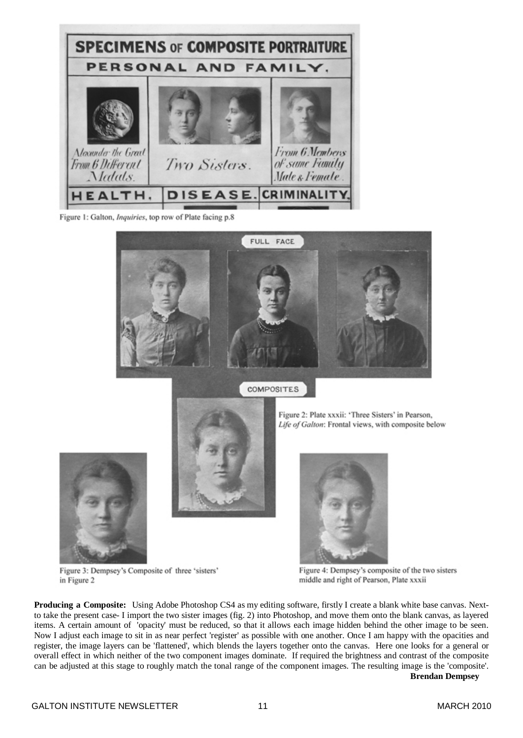Figure 1: Galton, *Inquiries*, top row of Plate facing p.8

Figure 2: Plate xxxii: 'Three Sisters' in Pearson, *Life of Galton*: Frontal views, with composite below

Figure 3: Dempsey's Composite of three 'sisters' in Figure 2

Figure 4: Dempsey's composite of the two sisters middle and right of Pearson, Plate xxxii

**Producing a Composite:** Using Adobe Photoshop CS4 as my editing software, firstly I create a blank white base canvas. Next- to take the present case- I import the two sister images (fig. 2) into Photoshop, and move them onto the blank canvas, as layered items. A certain amount of 'opacity' must be reduced, so that it allows each image hidden behind the other image to be seen. Now I adjust each image to sit in as near perfect 'register' as possible with one another. Once I am happy with the opacities and register, the image layers can be 'flattened', which blends the layers together onto the canvas. Here one looks for a general or overall effect in which neither of the two component images dominate. If required the brightness and contrast of the composite can be adjusted at this stage to roughly match the tonal range of the component images. The resulting image is the 'composite'.

**Brendan Dempsey**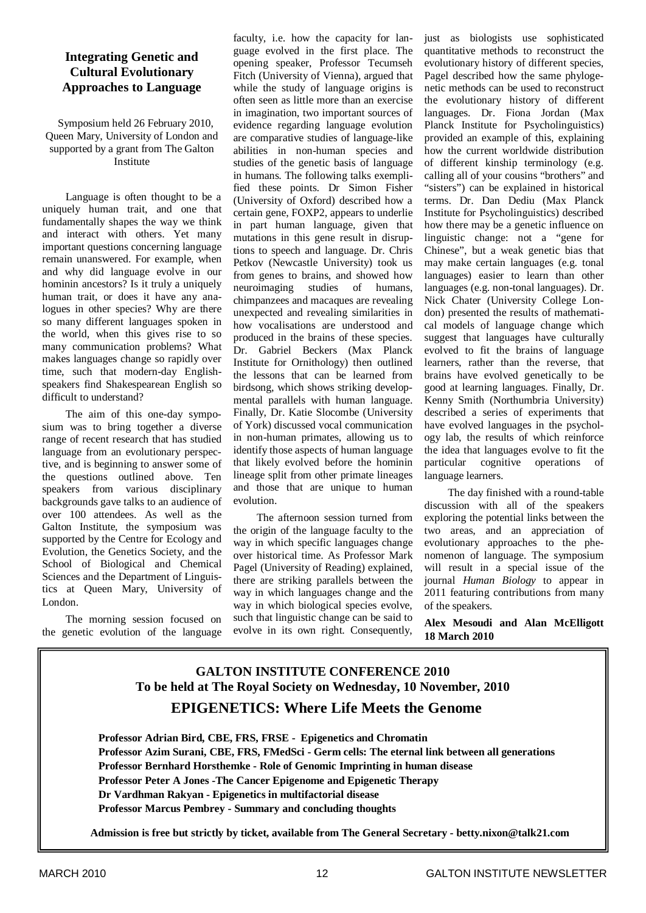## Integrating Genetic and Cultural Evolutionary Approaches to Language

Symposium held 26 February 2010, Queen Mary, University of London and supported by a grant from The Galton Institute

Language is often thought to be a uniquely human trait, and one that fundamentally shapes the way we think and interact with others. Yet many important questions concerning language remain unanswered. For example, when and why did language evolve in our hominin ancestors? Is it truly a uniquely human trait, or does it have any analogues in other species? Why are there so many different languages spoken in the world, when this gives rise to so many communication problems? What makes languages change so rapidly over time, such that modern-day English-speakers find Shakespearean English so difficult to understand?

The aim of this one-day symposium was to bring together a diverse range of recent research that has studied language from an evolutionary perspective, and is beginning to answer some of the questions outlined above. Ten speakers from various disciplinary backgrounds gave talks to an audience of over 100 attendees. As well as the Galton Institute, the symposium was supported by the Centre for Ecology and Evolution, the Genetics Society, and the School of Biological and Chemical Sciences and the Department of Linguistics at Queen Mary, University of London.

The morning session focused on the genetic evolution of the language faculty, i.e. how the capacity for language evolved in the first place. The opening speaker, Professor Tecumseh Fitch (University of Vienna), argued that while the study of language origins is often seen as little more than an exercise in imagination, two important sources of evidence regarding language evolution are comparative studies of language-like abilities in non-human species and studies of the genetic basis of language in humans. The following talks exemplified these points. Dr Simon Fisher (University of Oxford) described how a certain gene, FOXP2, appears to underlie in part human language, given that mutations in this gene result in disruptions to speech and language. Dr. Chris Petkov (Newcastle University) took us from genes to brains, and showed how neuroimaging studies of humans, chimpanzees and macaques are revealing unexpected and revealing similarities in how vocalisations are understood and produced in the brains of these species. Dr. Gabriel Beckers (Max Planck Institute for Ornithology) then outlined the lessons that can be learned from birdsong, which shows striking developmental parallels with human language. Finally, Dr. Katie Slocombe (University of York) discussed vocal communication in non-human primates, allowing us to identify those aspects of human language that likely evolved before the hominin lineage split from other primate lineages and those that are unique to human evolution.

The afternoon session turned from the origin of the language faculty to the way in which specific languages change over historical time. As Professor Mark Pagel (University of Reading) explained, there are striking parallels between the way in which languages change and the way in which biological species evolve, such that linguistic change can be said to evolve in its own right. Consequently, just as biologists use sophisticated quantitative methods to reconstruct the evolutionary history of different species, Pagel described how the same phylogenetic methods can be used to reconstruct the evolutionary history of different languages. Dr. Fiona Jordan (Max Planck Institute for Psycholinguistics) provided an example of this, explaining how the current worldwide distribution of different kinship terminology (e.g. calling all of your cousins "brothers" and "sisters") can be explained in historical terms. Dr. Dan Dediu (Max Planck Institute for Psycholinguistics) described how there may be a genetic influence on linguistic change: not a "gene for Chinese", but a weak genetic bias that may make certain languages (e.g. tonal languages) easier to learn than other languages (e.g. non-tonal languages). Dr. Nick Chater (University College London) presented the results of mathematical models of language change which suggest that languages have culturally evolved to fit the brains of language learners, rather than the reverse, that brains have evolved genetically to be good at learning languages. Finally, Dr. Kenny Smith (Northumbria University) described a series of experiments that have evolved languages in the psychology lab, the results of which reinforce the idea that languages evolve to fit the particular cognitive operations of language learners.

The day finished with a round-table discussion with all of the speakers exploring the potential links between the two areas, and an appreciation of evolutionary approaches to the phenomenon of language. The symposium will result in a special issue of the journal *Human Biology* to appear in 2011 featuring contributions from many of the speakers.

**Alex Mesoudi and Alan McElligott**
**18 March 2010**

---

### GALTON INSTITUTE CONFERENCE 2010
**To be held at The Royal Society on Wednesday, 10 November, 2010**

### EPIGENETICS: Where Life Meets the Genome

**Professor Adrian Bird, CBE, FRS, FRSE - Epigenetics and Chromatin**
**Professor Azim Surani, CBE, FRS, FMedSci - Germ cells: The eternal link between all generations**
**Professor Bernhard Horsthemke - Role of Genomic Imprinting in human disease**
**Professor Peter A Jones -The Cancer Epigenome and Epigenetic Therapy**
**Dr Vardhman Rakyan - Epigenetics in multifactorial disease**
**Professor Marcus Pembrey - Summary and concluding thoughts**

**Admission is free but strictly by ticket, available from The General Secretary - betty.nixon@talk21.com**